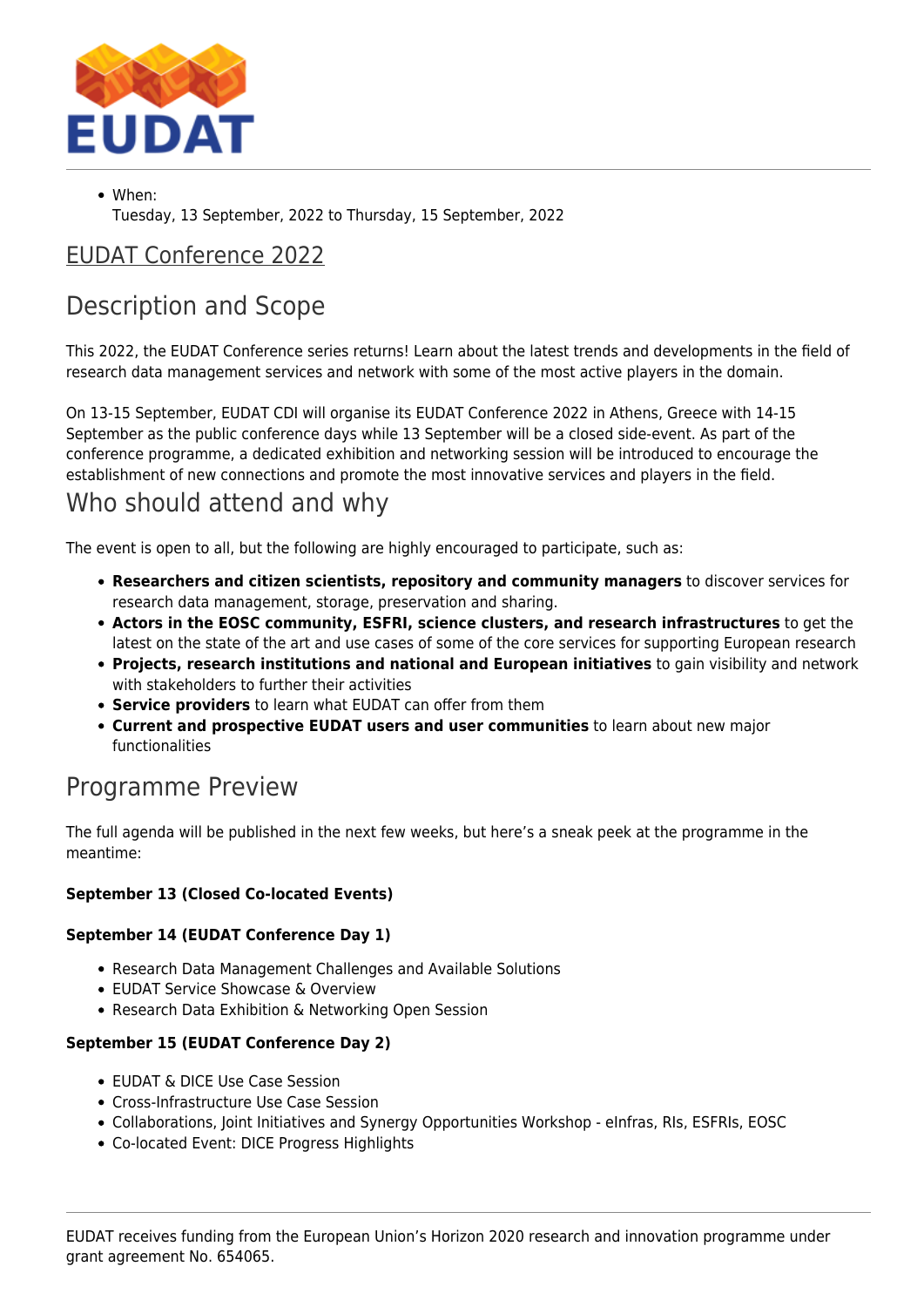EUDAT

- When:
  Tuesday, 13 September, 2022 to Thursday, 15 September, 2022

# EUDAT Conference 2022

## Description and Scope

This 2022, the EUDAT Conference series returns! Learn about the latest trends and developments in the field of research data management services and network with some of the most active players in the domain.

On 13-15 September, EUDAT CDI will organise its EUDAT Conference 2022 in Athens, Greece with 14-15 September as the public conference days while 13 September will be a closed side-event. As part of the conference programme, a dedicated exhibition and networking session will be introduced to encourage the establishment of new connections and promote the most innovative services and players in the field.

## Who should attend and why

The event is open to all, but the following are highly encouraged to participate, such as:

- **Researchers and citizen scientists, repository and community managers** to discover services for research data management, storage, preservation and sharing.
- **Actors in the EOSC community, ESFRI, science clusters, and research infrastructures** to get the latest on the state of the art and use cases of some of the core services for supporting European research
- **Projects, research institutions and national and European initiatives** to gain visibility and network with stakeholders to further their activities
- **Service providers** to learn what EUDAT can offer from them
- **Current and prospective EUDAT users and user communities** to learn about new major functionalities

## Programme Preview

The full agenda will be published in the next few weeks, but here's a sneak peek at the programme in the meantime:

**September 13 (Closed Co-located Events)**

**September 14 (EUDAT Conference Day 1)**

- Research Data Management Challenges and Available Solutions
- EUDAT Service Showcase & Overview
- Research Data Exhibition & Networking Open Session

**September 15 (EUDAT Conference Day 2)**

- EUDAT & DICE Use Case Session
- Cross-Infrastructure Use Case Session
- Collaborations, Joint Initiatives and Synergy Opportunities Workshop - eInfras, RIs, ESFRIs, EOSC
- Co-located Event: DICE Progress Highlights

EUDAT receives funding from the European Union's Horizon 2020 research and innovation programme under grant agreement No. 654065.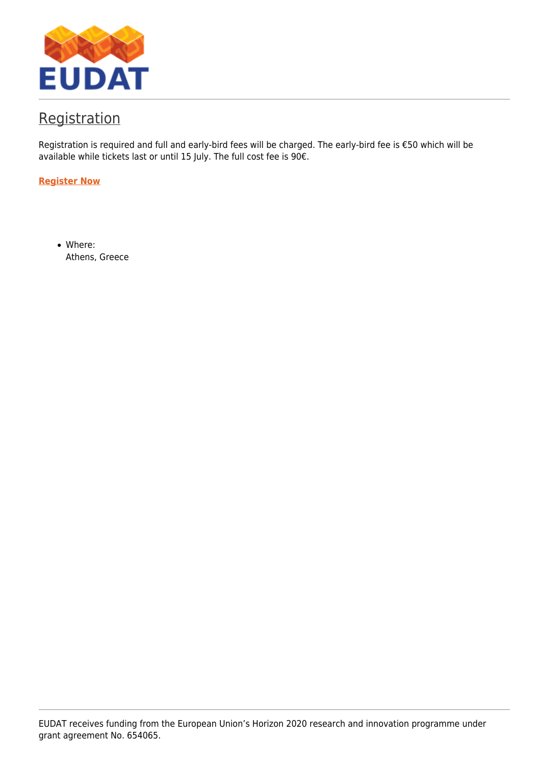## Registration

Registration is required and full and early-bird fees will be charged. The early-bird fee is €50 which will be available while tickets last or until 15 July. The full cost fee is 90€.

**Register Now**

- Where:
  Athens, Greece

EUDAT receives funding from the European Union's Horizon 2020 research and innovation programme under grant agreement No. 654065.